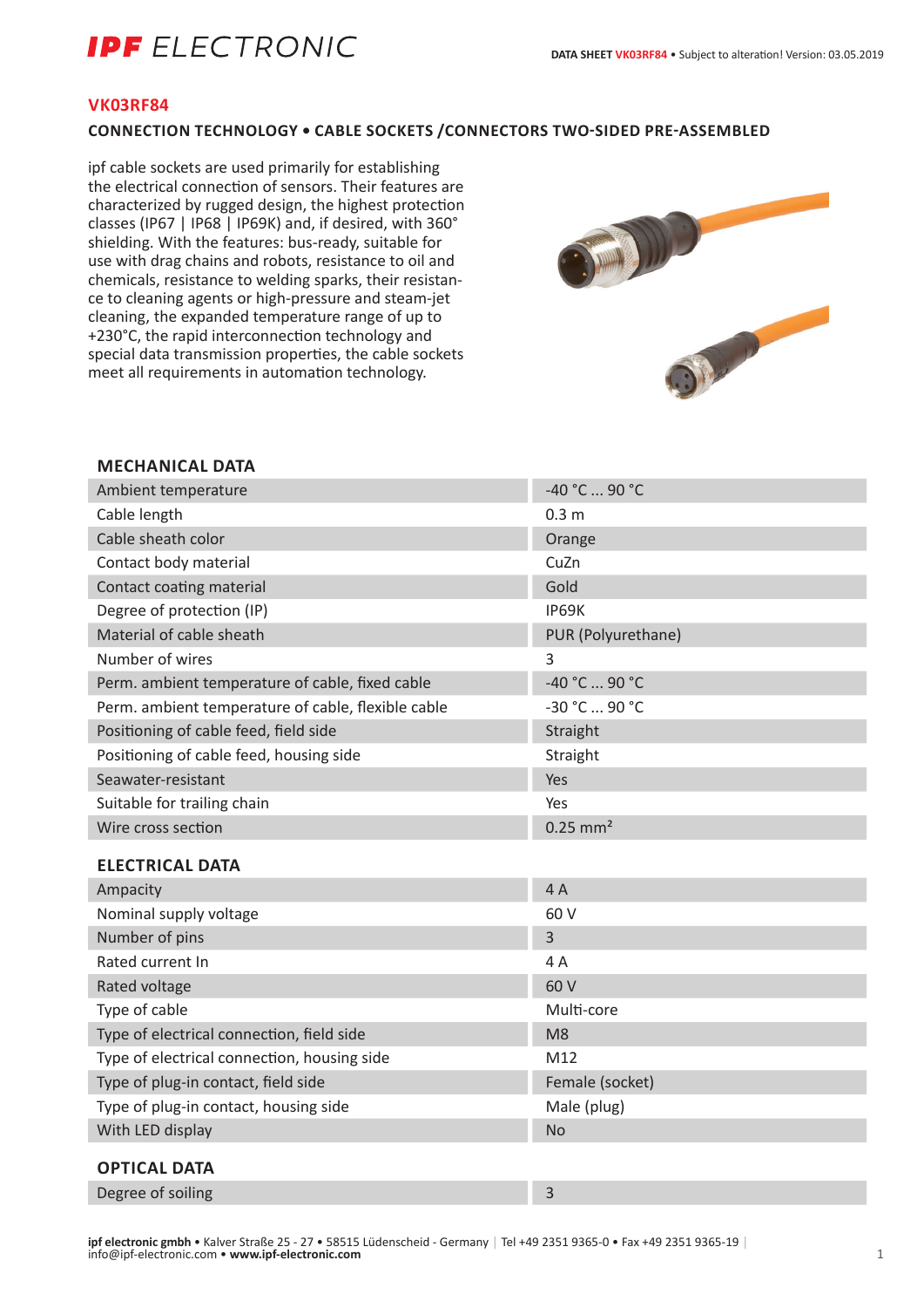# VK03RF84

## CONNECTION TECHNOLOGY • CABLE SOCKETS /CONNECTORS TWO-SIDED PRE-ASSEMBLED

ipf cable sockets are used primarily for establishing the electrical connection of sensors. Their features are characterized by rugged design, the highest protection classes (IP67 | IP68 | IP69K) and, if desired, with 360° shielding. With the features: bus-ready, suitable for use with drag chains and robots, resistance to oil and chemicals, resistance to welding sparks, their resistance to cleaning agents or high-pressure and steam-jet cleaning, the expanded temperature range of up to +230°C, the rapid interconnection technology and special data transmission properties, the cable sockets meet all requirements in automation technology.

### MECHANICAL DATA

| | |
|---|---|
| Ambient temperature | -40 °C ... 90 °C |
| Cable length | 0.3 m |
| Cable sheath color | Orange |
| Contact body material | CuZn |
| Contact coating material | Gold |
| Degree of protection (IP) | IP69K |
| Material of cable sheath | PUR (Polyurethane) |
| Number of wires | 3 |
| Perm. ambient temperature of cable, fixed cable | -40 °C ... 90 °C |
| Perm. ambient temperature of cable, flexible cable | -30 °C ... 90 °C |
| Positioning of cable feed, field side | Straight |
| Positioning of cable feed, housing side | Straight |
| Seawater-resistant | Yes |
| Suitable for trailing chain | Yes |
| Wire cross section | 0.25 mm² |

### ELECTRICAL DATA

| | |
|---|---|
| Ampacity | 4 A |
| Nominal supply voltage | 60 V |
| Number of pins | 3 |
| Rated current In | 4 A |
| Rated voltage | 60 V |
| Type of cable | Multi-core |
| Type of electrical connection, field side | M8 |
| Type of electrical connection, housing side | M12 |
| Type of plug-in contact, field side | Female (socket) |
| Type of plug-in contact, housing side | Male (plug) |
| With LED display | No |

### OPTICAL DATA

| | |
|---|---|
| Degree of soiling | 3 |

**ipf electronic gmbh** • Kalver Straße 25 - 27 • 58515 Lüdenscheid - Germany | Tel +49 2351 9365-0 • Fax +49 2351 9365-19 | info@ipf-electronic.com • **www.ipf-electronic.com**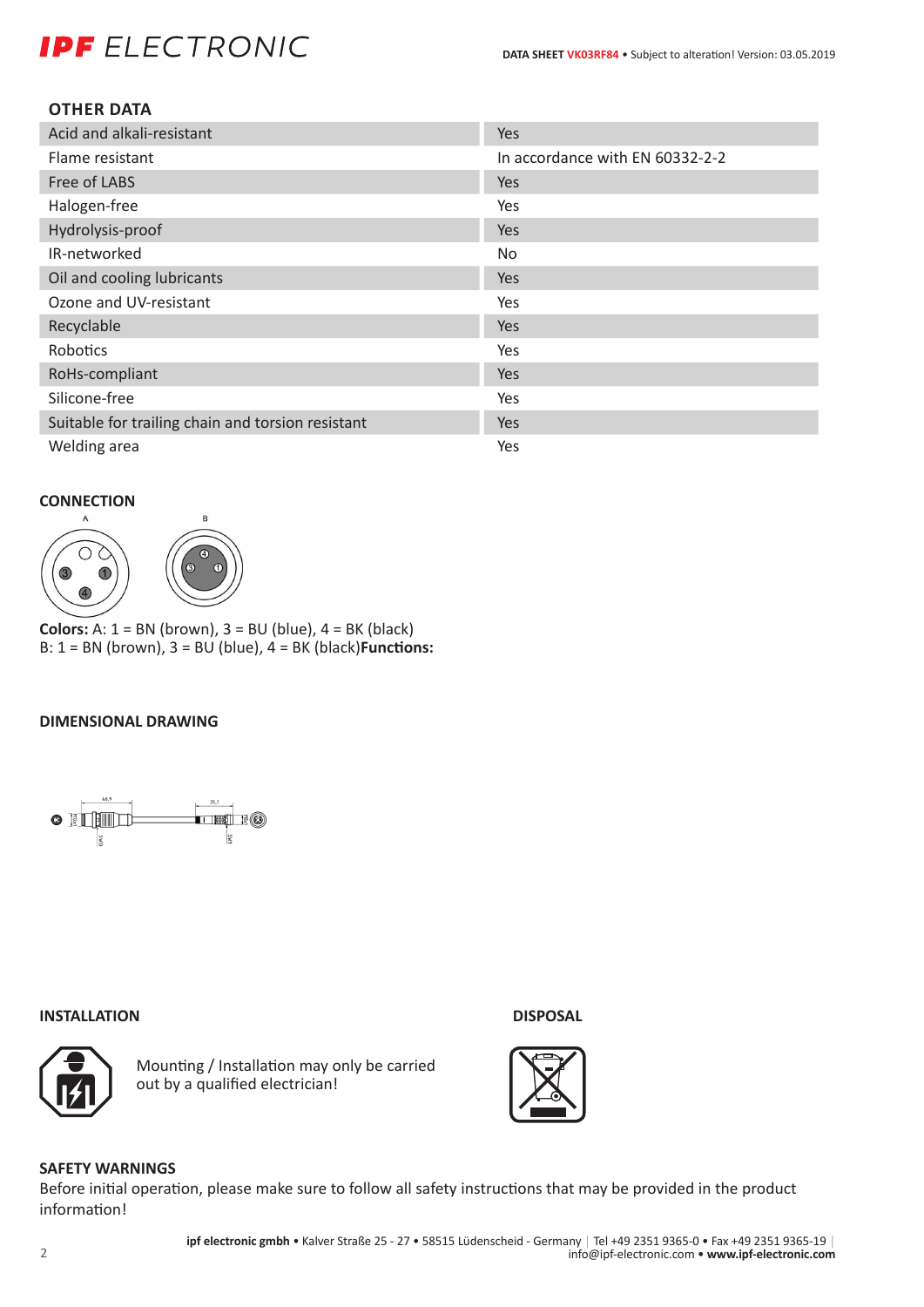## OTHER DATA

| | |
|---|---|
| Acid and alkali-resistant | Yes |
| Flame resistant | In accordance with EN 60332-2-2 |
| Free of LABS | Yes |
| Halogen-free | Yes |
| Hydrolysis-proof | Yes |
| IR-networked | No |
| Oil and cooling lubricants | Yes |
| Ozone and UV-resistant | Yes |
| Recyclable | Yes |
| Robotics | Yes |
| RoHs-compliant | Yes |
| Silicone-free | Yes |
| Suitable for trailing chain and torsion resistant | Yes |
| Welding area | Yes |

## CONNECTION

**Colors:** A: 1 = BN (brown), 3 = BU (blue), 4 = BK (black)
B: 1 = BN (brown), 3 = BU (blue), 4 = BK (black)**Functions:**

## DIMENSIONAL DRAWING

## INSTALLATION

Mounting / Installation may only be carried out by a qualified electrician!

## DISPOSAL

## SAFETY WARNINGS

Before initial operation, please make sure to follow all safety instructions that may be provided in the product information!